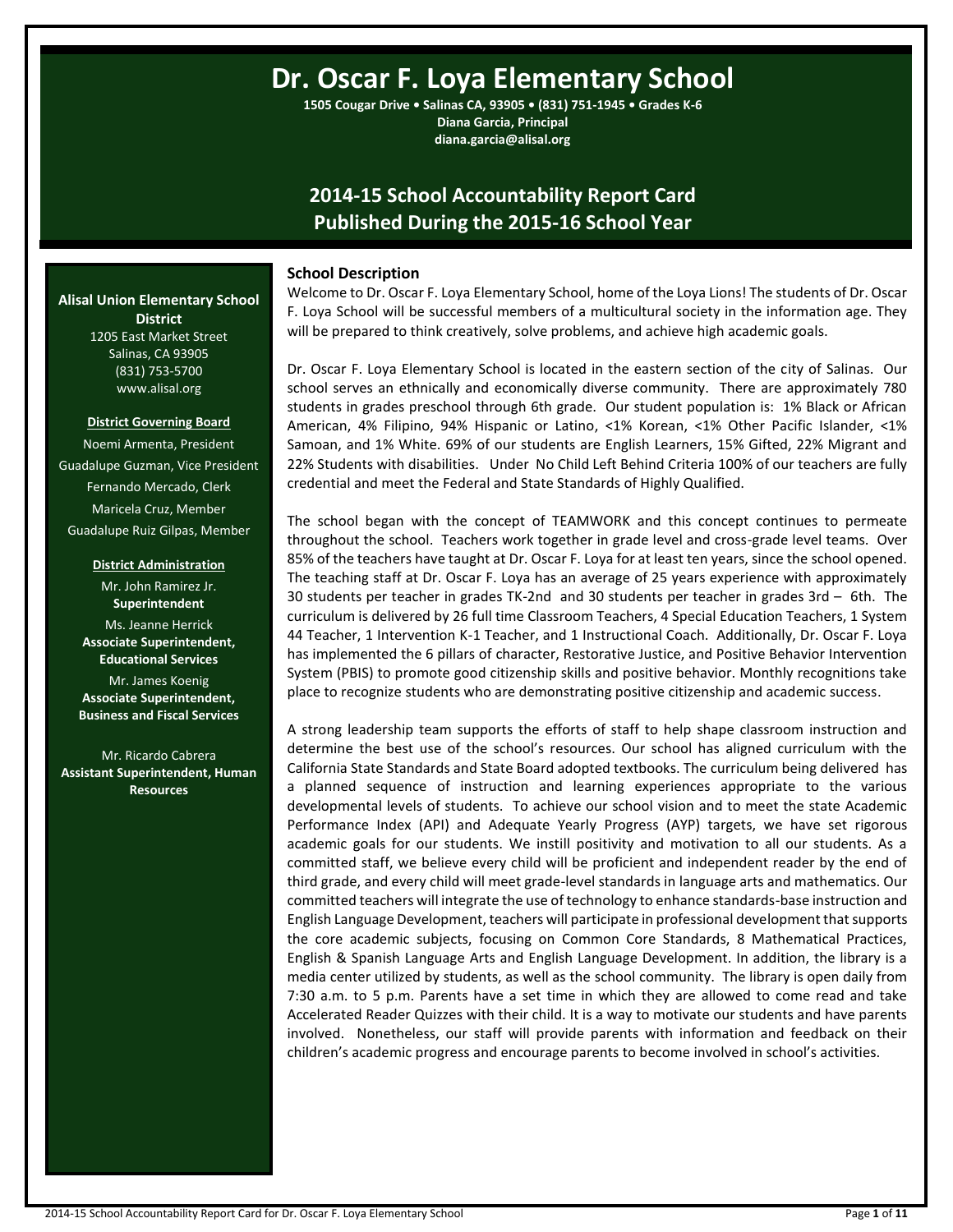# Dr. Oscar F. Loya Elementary School

**1505 Cougar Drive • Salinas CA, 93905 • (831) 751-1945 • Grades K-6**
**Diana Garcia, Principal**
**diana.garcia@alisal.org**

## 2014-15 School Accountability Report Card
## Published During the 2015-16 School Year

**Alisal Union Elementary School District**
1205 East Market Street
Salinas, CA 93905
(831) 753-5700
www.alisal.org

**District Governing Board**

Noemi Armenta, President
Guadalupe Guzman, Vice President
Fernando Mercado, Clerk
Maricela Cruz, Member
Guadalupe Ruiz Gilpas, Member

**District Administration**

Mr. John Ramirez Jr.
**Superintendent**
Ms. Jeanne Herrick
**Associate Superintendent, Educational Services**
Mr. James Koenig
**Associate Superintendent, Business and Fiscal Services**

Mr. Ricardo Cabrera
**Assistant Superintendent, Human Resources**

### School Description

Welcome to Dr. Oscar F. Loya Elementary School, home of the Loya Lions! The students of Dr. Oscar F. Loya School will be successful members of a multicultural society in the information age. They will be prepared to think creatively, solve problems, and achieve high academic goals.

Dr. Oscar F. Loya Elementary School is located in the eastern section of the city of Salinas. Our school serves an ethnically and economically diverse community. There are approximately 780 students in grades preschool through 6th grade. Our student population is: 1% Black or African American, 4% Filipino, 94% Hispanic or Latino, <1% Korean, <1% Other Pacific Islander, <1% Samoan, and 1% White. 69% of our students are English Learners, 15% Gifted, 22% Migrant and 22% Students with disabilities. Under No Child Left Behind Criteria 100% of our teachers are fully credential and meet the Federal and State Standards of Highly Qualified.

The school began with the concept of TEAMWORK and this concept continues to permeate throughout the school. Teachers work together in grade level and cross-grade level teams. Over 85% of the teachers have taught at Dr. Oscar F. Loya for at least ten years, since the school opened. The teaching staff at Dr. Oscar F. Loya has an average of 25 years experience with approximately 30 students per teacher in grades TK-2nd and 30 students per teacher in grades 3rd – 6th. The curriculum is delivered by 26 full time Classroom Teachers, 4 Special Education Teachers, 1 System 44 Teacher, 1 Intervention K-1 Teacher, and 1 Instructional Coach. Additionally, Dr. Oscar F. Loya has implemented the 6 pillars of character, Restorative Justice, and Positive Behavior Intervention System (PBIS) to promote good citizenship skills and positive behavior. Monthly recognitions take place to recognize students who are demonstrating positive citizenship and academic success.

A strong leadership team supports the efforts of staff to help shape classroom instruction and determine the best use of the school's resources. Our school has aligned curriculum with the California State Standards and State Board adopted textbooks. The curriculum being delivered has a planned sequence of instruction and learning experiences appropriate to the various developmental levels of students. To achieve our school vision and to meet the state Academic Performance Index (API) and Adequate Yearly Progress (AYP) targets, we have set rigorous academic goals for our students. We instill positivity and motivation to all our students. As a committed staff, we believe every child will be proficient and independent reader by the end of third grade, and every child will meet grade-level standards in language arts and mathematics. Our committed teachers will integrate the use of technology to enhance standards-base instruction and English Language Development, teachers will participate in professional development that supports the core academic subjects, focusing on Common Core Standards, 8 Mathematical Practices, English & Spanish Language Arts and English Language Development. In addition, the library is a media center utilized by students, as well as the school community. The library is open daily from 7:30 a.m. to 5 p.m. Parents have a set time in which they are allowed to come read and take Accelerated Reader Quizzes with their child. It is a way to motivate our students and have parents involved. Nonetheless, our staff will provide parents with information and feedback on their children's academic progress and encourage parents to become involved in school's activities.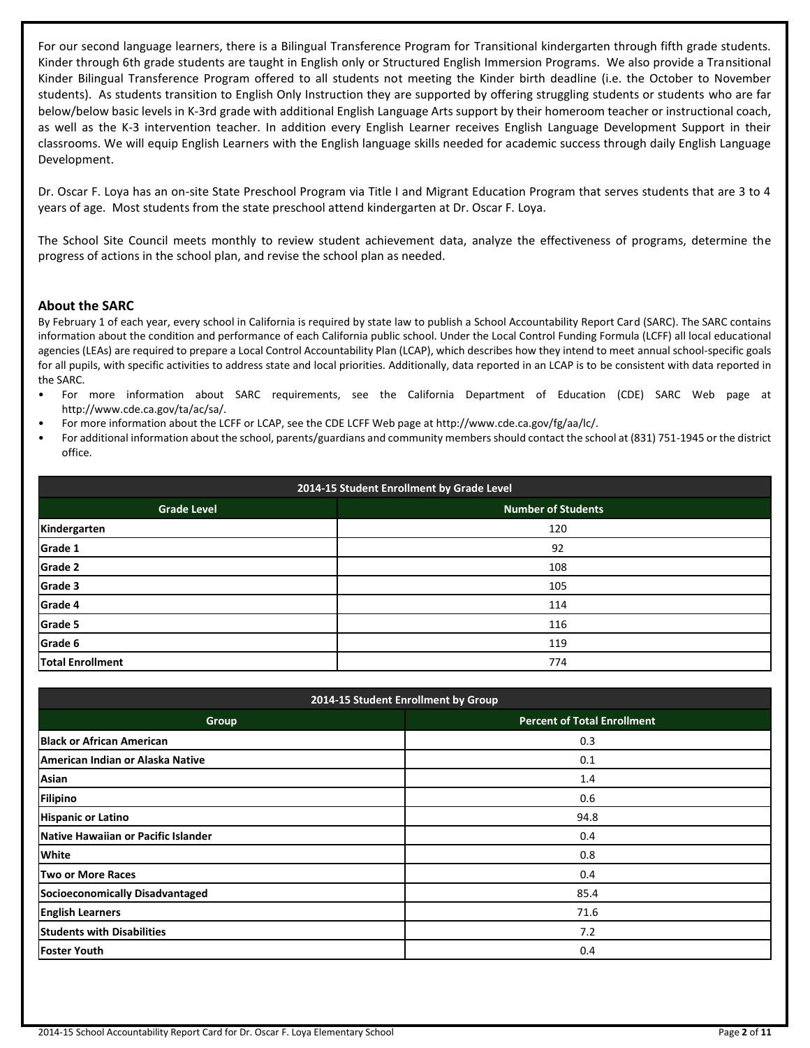For our second language learners, there is a Bilingual Transference Program for Transitional kindergarten through fifth grade students. Kinder through 6th grade students are taught in English only or Structured English Immersion Programs. We also provide a Transitional Kinder Bilingual Transference Program offered to all students not meeting the Kinder birth deadline (i.e. the October to November students). As students transition to English Only Instruction they are supported by offering struggling students or students who are far below/below basic levels in K-3rd grade with additional English Language Arts support by their homeroom teacher or instructional coach, as well as the K-3 intervention teacher. In addition every English Learner receives English Language Development Support in their classrooms. We will equip English Learners with the English language skills needed for academic success through daily English Language Development.

Dr. Oscar F. Loya has an on-site State Preschool Program via Title I and Migrant Education Program that serves students that are 3 to 4 years of age. Most students from the state preschool attend kindergarten at Dr. Oscar F. Loya.

The School Site Council meets monthly to review student achievement data, analyze the effectiveness of programs, determine the progress of actions in the school plan, and revise the school plan as needed.

## About the SARC

By February 1 of each year, every school in California is required by state law to publish a School Accountability Report Card (SARC). The SARC contains information about the condition and performance of each California public school. Under the Local Control Funding Formula (LCFF) all local educational agencies (LEAs) are required to prepare a Local Control Accountability Plan (LCAP), which describes how they intend to meet annual school-specific goals for all pupils, with specific activities to address state and local priorities. Additionally, data reported in an LCAP is to be consistent with data reported in the SARC.

- For more information about SARC requirements, see the California Department of Education (CDE) SARC Web page at http://www.cde.ca.gov/ta/ac/sa/.
- For more information about the LCFF or LCAP, see the CDE LCFF Web page at http://www.cde.ca.gov/fg/aa/lc/.
- For additional information about the school, parents/guardians and community members should contact the school at (831) 751-1945 or the district office.

**2014-15 Student Enrollment by Grade Level**

| Grade Level | Number of Students |
|---|---|
| Kindergarten | 120 |
| Grade 1 | 92 |
| Grade 2 | 108 |
| Grade 3 | 105 |
| Grade 4 | 114 |
| Grade 5 | 116 |
| Grade 6 | 119 |
| Total Enrollment | 774 |

**2014-15 Student Enrollment by Group**

| Group | Percent of Total Enrollment |
|---|---|
| Black or African American | 0.3 |
| American Indian or Alaska Native | 0.1 |
| Asian | 1.4 |
| Filipino | 0.6 |
| Hispanic or Latino | 94.8 |
| Native Hawaiian or Pacific Islander | 0.4 |
| White | 0.8 |
| Two or More Races | 0.4 |
| Socioeconomically Disadvantaged | 85.4 |
| English Learners | 71.6 |
| Students with Disabilities | 7.2 |
| Foster Youth | 0.4 |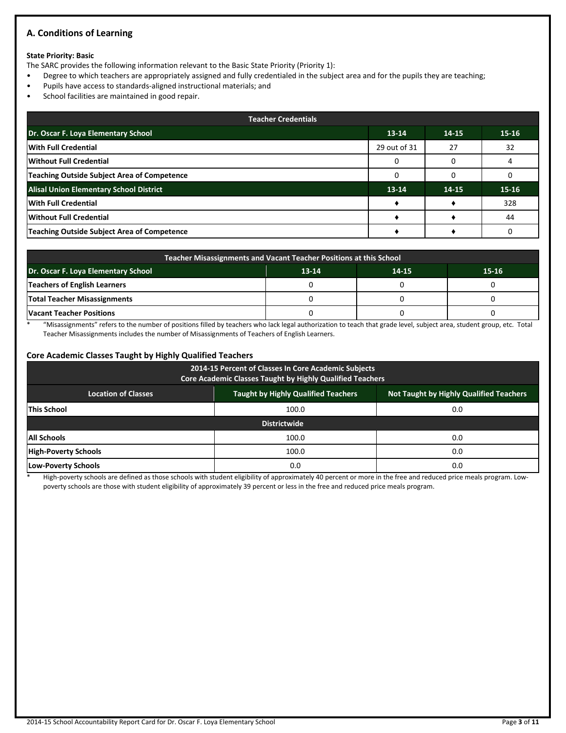## A. Conditions of Learning

**State Priority: Basic**

The SARC provides the following information relevant to the Basic State Priority (Priority 1):

- Degree to which teachers are appropriately assigned and fully credentialed in the subject area and for the pupils they are teaching;
- Pupils have access to standards-aligned instructional materials; and
- School facilities are maintained in good repair.

| Teacher Credentials | | | |
|---|---|---|---|
| **Dr. Oscar F. Loya Elementary School** | **13-14** | **14-15** | **15-16** |
| **With Full Credential** | 29 out of 31 | 27 | 32 |
| **Without Full Credential** | 0 | 0 | 4 |
| **Teaching Outside Subject Area of Competence** | 0 | 0 | 0 |
| **Alisal Union Elementary School District** | **13-14** | **14-15** | **15-16** |
| **With Full Credential** | ♦ | ♦ | 328 |
| **Without Full Credential** | ♦ | ♦ | 44 |
| **Teaching Outside Subject Area of Competence** | ♦ | ♦ | 0 |

| Teacher Misassignments and Vacant Teacher Positions at this School | | | |
|---|---|---|---|
| **Dr. Oscar F. Loya Elementary School** | **13-14** | **14-15** | **15-16** |
| **Teachers of English Learners** | 0 | 0 | 0 |
| **Total Teacher Misassignments** | 0 | 0 | 0 |
| **Vacant Teacher Positions** | 0 | 0 | 0 |

\* "Misassignments" refers to the number of positions filled by teachers who lack legal authorization to teach that grade level, subject area, student group, etc. Total Teacher Misassignments includes the number of Misassignments of Teachers of English Learners.

### Core Academic Classes Taught by Highly Qualified Teachers

| 2014-15 Percent of Classes In Core Academic Subjects Core Academic Classes Taught by Highly Qualified Teachers | | |
|---|---|---|
| **Location of Classes** | **Taught by Highly Qualified Teachers** | **Not Taught by Highly Qualified Teachers** |
| **This School** | 100.0 | 0.0 |
| | **Districtwide** | |
| **All Schools** | 100.0 | 0.0 |
| **High-Poverty Schools** | 100.0 | 0.0 |
| **Low-Poverty Schools** | 0.0 | 0.0 |

\* High-poverty schools are defined as those schools with student eligibility of approximately 40 percent or more in the free and reduced price meals program. Low-poverty schools are those with student eligibility of approximately 39 percent or less in the free and reduced price meals program.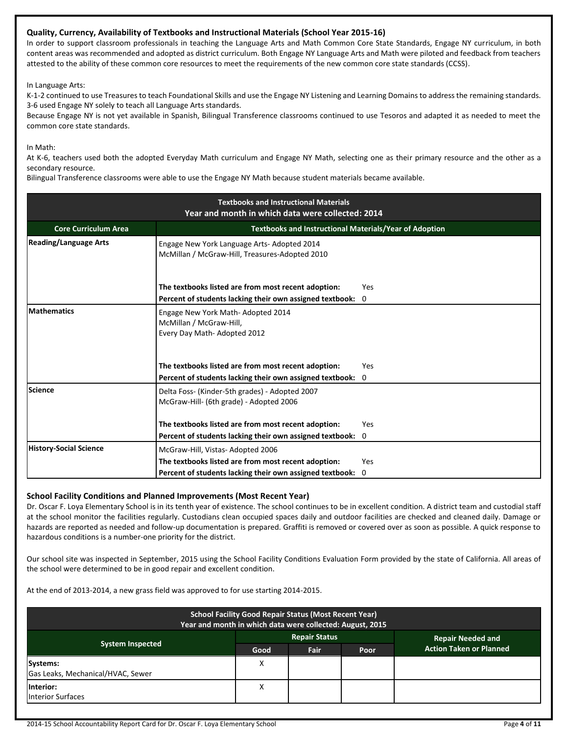### Quality, Currency, Availability of Textbooks and Instructional Materials (School Year 2015-16)

In order to support classroom professionals in teaching the Language Arts and Math Common Core State Standards, Engage NY curriculum, in both content areas was recommended and adopted as district curriculum. Both Engage NY Language Arts and Math were piloted and feedback from teachers attested to the ability of these common core resources to meet the requirements of the new common core state standards (CCSS).

In Language Arts:

K-1-2 continued to use Treasures to teach Foundational Skills and use the Engage NY Listening and Learning Domains to address the remaining standards. 3-6 used Engage NY solely to teach all Language Arts standards.

Because Engage NY is not yet available in Spanish, Bilingual Transference classrooms continued to use Tesoros and adapted it as needed to meet the common core state standards.

In Math:

At K-6, teachers used both the adopted Everyday Math curriculum and Engage NY Math, selecting one as their primary resource and the other as a secondary resource.

Bilingual Transference classrooms were able to use the Engage NY Math because student materials became available.

| Textbooks and Instructional Materials<br>Year and month in which data were collected: 2014 | | |
|---|---|---|
| **Core Curriculum Area** | **Textbooks and Instructional Materials/Year of Adoption** | |
| **Reading/Language Arts** | Engage New York Language Arts- Adopted 2014<br>McMillan / McGraw-Hill, Treasures-Adopted 2010 | |
| | **The textbooks listed are from most recent adoption:** | Yes |
| | **Percent of students lacking their own assigned textbook:** | 0 |
| **Mathematics** | Engage New York Math- Adopted 2014<br>McMillan / McGraw-Hill,<br>Every Day Math- Adopted 2012 | |
| | **The textbooks listed are from most recent adoption:** | Yes |
| | **Percent of students lacking their own assigned textbook:** | 0 |
| **Science** | Delta Foss- (Kinder-5th grades) - Adopted 2007<br>McGraw-Hill- (6th grade) - Adopted 2006 | |
| | **The textbooks listed are from most recent adoption:** | Yes |
| | **Percent of students lacking their own assigned textbook:** | 0 |
| **History-Social Science** | McGraw-Hill, Vistas- Adopted 2006 | |
| | **The textbooks listed are from most recent adoption:** | Yes |
| | **Percent of students lacking their own assigned textbook:** | 0 |

### School Facility Conditions and Planned Improvements (Most Recent Year)

Dr. Oscar F. Loya Elementary School is in its tenth year of existence. The school continues to be in excellent condition. A district team and custodial staff at the school monitor the facilities regularly. Custodians clean occupied spaces daily and outdoor facilities are checked and cleaned daily. Damage or hazards are reported as needed and follow-up documentation is prepared. Graffiti is removed or covered over as soon as possible. A quick response to hazardous conditions is a number-one priority for the district.

Our school site was inspected in September, 2015 using the School Facility Conditions Evaluation Form provided by the state of California. All areas of the school were determined to be in good repair and excellent condition.

At the end of 2013-2014, a new grass field was approved to for use starting 2014-2015.

| School Facility Good Repair Status (Most Recent Year)<br>Year and month in which data were collected: August, 2015 | | | | |
|---|---|---|---|---|
| **System Inspected** | **Repair Status** | | | **Repair Needed and Action Taken or Planned** |
| | **Good** | **Fair** | **Poor** | |
| **Systems:**<br>Gas Leaks, Mechanical/HVAC, Sewer | X | | | |
| **Interior:**<br>Interior Surfaces | X | | | |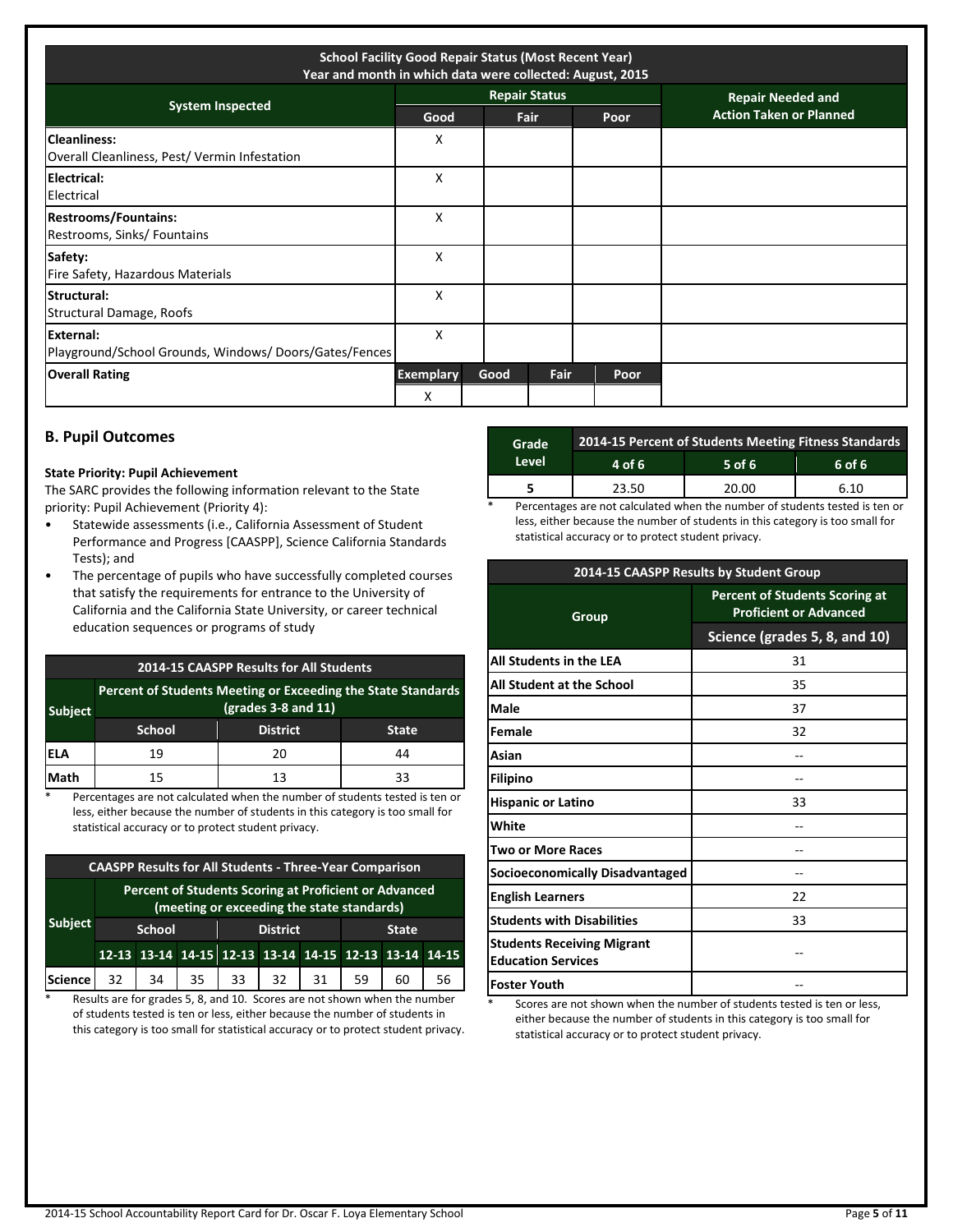| School Facility Good Repair Status (Most Recent Year) Year and month in which data were collected: August, 2015 | | | | | |
|---|---|---|---|---|---|
| System Inspected | Repair Status | | | | Repair Needed and Action Taken or Planned |
| | Good | Fair | | Poor | |
| **Cleanliness:** Overall Cleanliness, Pest/ Vermin Infestation | X | | | | |
| **Electrical:** Electrical | X | | | | |
| **Restrooms/Fountains:** Restrooms, Sinks/ Fountains | X | | | | |
| **Safety:** Fire Safety, Hazardous Materials | X | | | | |
| **Structural:** Structural Damage, Roofs | X | | | | |
| **External:** Playground/School Grounds, Windows/ Doors/Gates/Fences | X | | | | |
| **Overall Rating** | Exemplary | Good | Fair | Poor | |
| | X | | | | |

## B. Pupil Outcomes

**State Priority: Pupil Achievement**

The SARC provides the following information relevant to the State priority: Pupil Achievement (Priority 4):

- Statewide assessments (i.e., California Assessment of Student Performance and Progress [CAASPP], Science California Standards Tests); and
- The percentage of pupils who have successfully completed courses that satisfy the requirements for entrance to the University of California and the California State University, or career technical education sequences or programs of study

| 2014-15 CAASPP Results for All Students | | | |
|---|---|---|---|
| Subject | Percent of Students Meeting or Exceeding the State Standards (grades 3-8 and 11) | | |
| | School | District | State |
| ELA | 19 | 20 | 44 |
| Math | 15 | 13 | 33 |

\* Percentages are not calculated when the number of students tested is ten or less, either because the number of students in this category is too small for statistical accuracy or to protect student privacy.

| CAASPP Results for All Students - Three-Year Comparison | | | | | | | | | |
|---|---|---|---|---|---|---|---|---|---|
| Subject | Percent of Students Scoring at Proficient or Advanced (meeting or exceeding the state standards) | | | | | | | | |
| | School | | | District | | | State | | |
| | 12-13 | 13-14 | 14-15 | 12-13 | 13-14 | 14-15 | 12-13 | 13-14 | 14-15 |
| Science | 32 | 34 | 35 | 33 | 32 | 31 | 59 | 60 | 56 |

\* Results are for grades 5, 8, and 10. Scores are not shown when the number of students tested is ten or less, either because the number of students in this category is too small for statistical accuracy or to protect student privacy.

| Grade Level | 2014-15 Percent of Students Meeting Fitness Standards | | |
|---|---|---|---|
| | 4 of 6 | 5 of 6 | 6 of 6 |
| 5 | 23.50 | 20.00 | 6.10 |

\* Percentages are not calculated when the number of students tested is ten or less, either because the number of students in this category is too small for statistical accuracy or to protect student privacy.

| 2014-15 CAASPP Results by Student Group | |
|---|---|
| Group | Percent of Students Scoring at Proficient or Advanced |
| | Science (grades 5, 8, and 10) |
| All Students in the LEA | 31 |
| All Student at the School | 35 |
| Male | 37 |
| Female | 32 |
| Asian | -- |
| Filipino | -- |
| Hispanic or Latino | 33 |
| White | -- |
| Two or More Races | -- |
| Socioeconomically Disadvantaged | -- |
| English Learners | 22 |
| Students with Disabilities | 33 |
| Students Receiving Migrant Education Services | -- |
| Foster Youth | -- |

\* Scores are not shown when the number of students tested is ten or less, either because the number of students in this category is too small for statistical accuracy or to protect student privacy.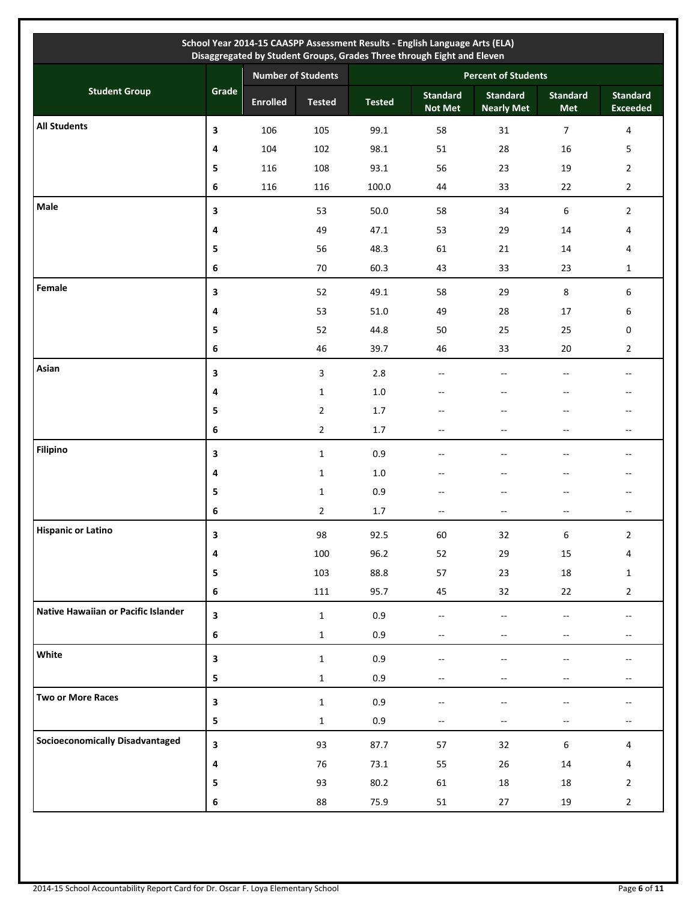| School Year 2014-15 CAASPP Assessment Results - English Language Arts (ELA) Disaggregated by Student Groups, Grades Three through Eight and Eleven | | | | | | | | |
|---|---|---|---|---|---|---|---|---|
| Student Group | Grade | Number of Students | | Percent of Students | | | | |
| | | Enrolled | Tested | Tested | Standard Not Met | Standard Nearly Met | Standard Met | Standard Exceeded |
| **All Students** | 3 | 106 | 105 | 99.1 | 58 | 31 | 7 | 4 |
| | 4 | 104 | 102 | 98.1 | 51 | 28 | 16 | 5 |
| | 5 | 116 | 108 | 93.1 | 56 | 23 | 19 | 2 |
| | 6 | 116 | 116 | 100.0 | 44 | 33 | 22 | 2 |
| **Male** | 3 | | 53 | 50.0 | 58 | 34 | 6 | 2 |
| | 4 | | 49 | 47.1 | 53 | 29 | 14 | 4 |
| | 5 | | 56 | 48.3 | 61 | 21 | 14 | 4 |
| | 6 | | 70 | 60.3 | 43 | 33 | 23 | 1 |
| **Female** | 3 | | 52 | 49.1 | 58 | 29 | 8 | 6 |
| | 4 | | 53 | 51.0 | 49 | 28 | 17 | 6 |
| | 5 | | 52 | 44.8 | 50 | 25 | 25 | 0 |
| | 6 | | 46 | 39.7 | 46 | 33 | 20 | 2 |
| **Asian** | 3 | | 3 | 2.8 | -- | -- | -- | -- |
| | 4 | | 1 | 1.0 | -- | -- | -- | -- |
| | 5 | | 2 | 1.7 | -- | -- | -- | -- |
| | 6 | | 2 | 1.7 | -- | -- | -- | -- |
| **Filipino** | 3 | | 1 | 0.9 | -- | -- | -- | -- |
| | 4 | | 1 | 1.0 | -- | -- | -- | -- |
| | 5 | | 1 | 0.9 | -- | -- | -- | -- |
| | 6 | | 2 | 1.7 | -- | -- | -- | -- |
| **Hispanic or Latino** | 3 | | 98 | 92.5 | 60 | 32 | 6 | 2 |
| | 4 | | 100 | 96.2 | 52 | 29 | 15 | 4 |
| | 5 | | 103 | 88.8 | 57 | 23 | 18 | 1 |
| | 6 | | 111 | 95.7 | 45 | 32 | 22 | 2 |
| **Native Hawaiian or Pacific Islander** | 3 | | 1 | 0.9 | -- | -- | -- | -- |
| | 6 | | 1 | 0.9 | -- | -- | -- | -- |
| **White** | 3 | | 1 | 0.9 | -- | -- | -- | -- |
| | 5 | | 1 | 0.9 | -- | -- | -- | -- |
| **Two or More Races** | 3 | | 1 | 0.9 | -- | -- | -- | -- |
| | 5 | | 1 | 0.9 | -- | -- | -- | -- |
| **Socioeconomically Disadvantaged** | 3 | | 93 | 87.7 | 57 | 32 | 6 | 4 |
| | 4 | | 76 | 73.1 | 55 | 26 | 14 | 4 |
| | 5 | | 93 | 80.2 | 61 | 18 | 18 | 2 |
| | 6 | | 88 | 75.9 | 51 | 27 | 19 | 2 |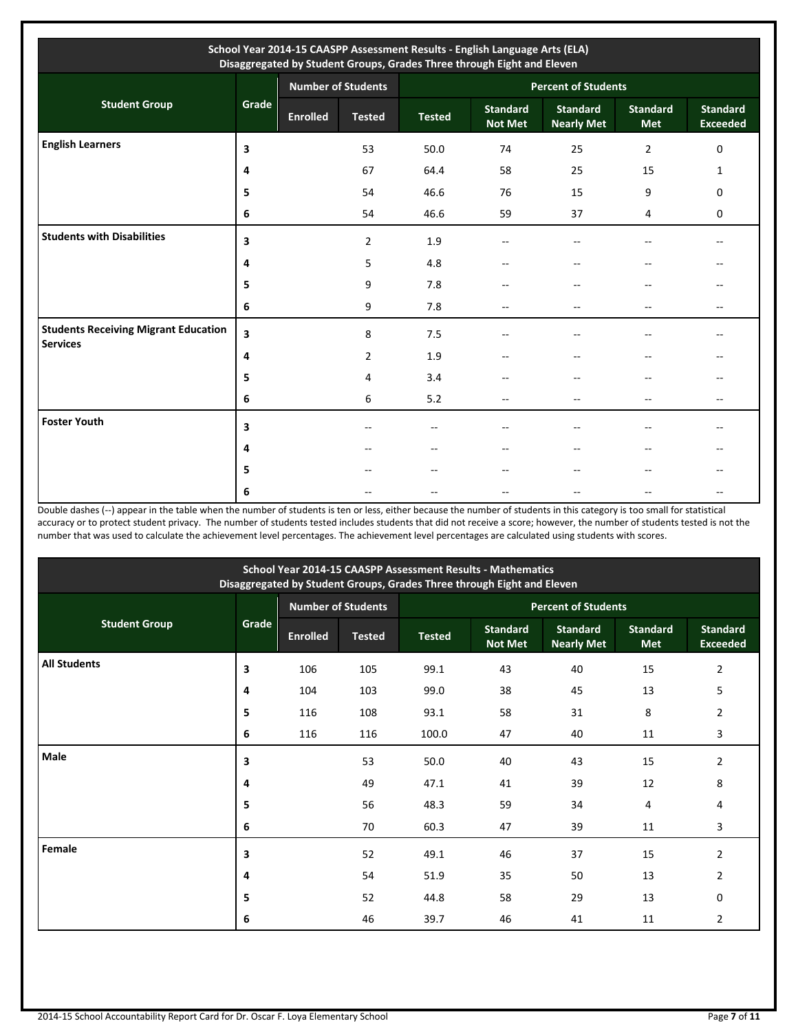| School Year 2014-15 CAASPP Assessment Results - English Language Arts (ELA) Disaggregated by Student Groups, Grades Three through Eight and Eleven | | | | | | | | |
|---|---|---|---|---|---|---|---|---|
| Student Group | Grade | Number of Students | | Percent of Students | | | | |
| | | Enrolled | Tested | Tested | Standard Not Met | Standard Nearly Met | Standard Met | Standard Exceeded |
| **English Learners** | 3 | | 53 | 50.0 | 74 | 25 | 2 | 0 |
| | 4 | | 67 | 64.4 | 58 | 25 | 15 | 1 |
| | 5 | | 54 | 46.6 | 76 | 15 | 9 | 0 |
| | 6 | | 54 | 46.6 | 59 | 37 | 4 | 0 |
| **Students with Disabilities** | 3 | | 2 | 1.9 | -- | -- | -- | -- |
| | 4 | | 5 | 4.8 | -- | -- | -- | -- |
| | 5 | | 9 | 7.8 | -- | -- | -- | -- |
| | 6 | | 9 | 7.8 | -- | -- | -- | -- |
| **Students Receiving Migrant Education Services** | 3 | | 8 | 7.5 | -- | -- | -- | -- |
| | 4 | | 2 | 1.9 | -- | -- | -- | -- |
| | 5 | | 4 | 3.4 | -- | -- | -- | -- |
| | 6 | | 6 | 5.2 | -- | -- | -- | -- |
| **Foster Youth** | 3 | | -- | -- | -- | -- | -- | -- |
| | 4 | | -- | -- | -- | -- | -- | -- |
| | 5 | | -- | -- | -- | -- | -- | -- |
| | 6 | | -- | -- | -- | -- | -- | -- |

Double dashes (--) appear in the table when the number of students is ten or less, either because the number of students in this category is too small for statistical accuracy or to protect student privacy. The number of students tested includes students that did not receive a score; however, the number of students tested is not the number that was used to calculate the achievement level percentages. The achievement level percentages are calculated using students with scores.

| School Year 2014-15 CAASPP Assessment Results - Mathematics Disaggregated by Student Groups, Grades Three through Eight and Eleven | | | | | | | | |
|---|---|---|---|---|---|---|---|---|
| Student Group | Grade | Number of Students | | Percent of Students | | | | |
| | | Enrolled | Tested | Tested | Standard Not Met | Standard Nearly Met | Standard Met | Standard Exceeded |
| **All Students** | 3 | 106 | 105 | 99.1 | 43 | 40 | 15 | 2 |
| | 4 | 104 | 103 | 99.0 | 38 | 45 | 13 | 5 |
| | 5 | 116 | 108 | 93.1 | 58 | 31 | 8 | 2 |
| | 6 | 116 | 116 | 100.0 | 47 | 40 | 11 | 3 |
| **Male** | 3 | | 53 | 50.0 | 40 | 43 | 15 | 2 |
| | 4 | | 49 | 47.1 | 41 | 39 | 12 | 8 |
| | 5 | | 56 | 48.3 | 59 | 34 | 4 | 4 |
| | 6 | | 70 | 60.3 | 47 | 39 | 11 | 3 |
| **Female** | 3 | | 52 | 49.1 | 46 | 37 | 15 | 2 |
| | 4 | | 54 | 51.9 | 35 | 50 | 13 | 2 |
| | 5 | | 52 | 44.8 | 58 | 29 | 13 | 0 |
| | 6 | | 46 | 39.7 | 46 | 41 | 11 | 2 |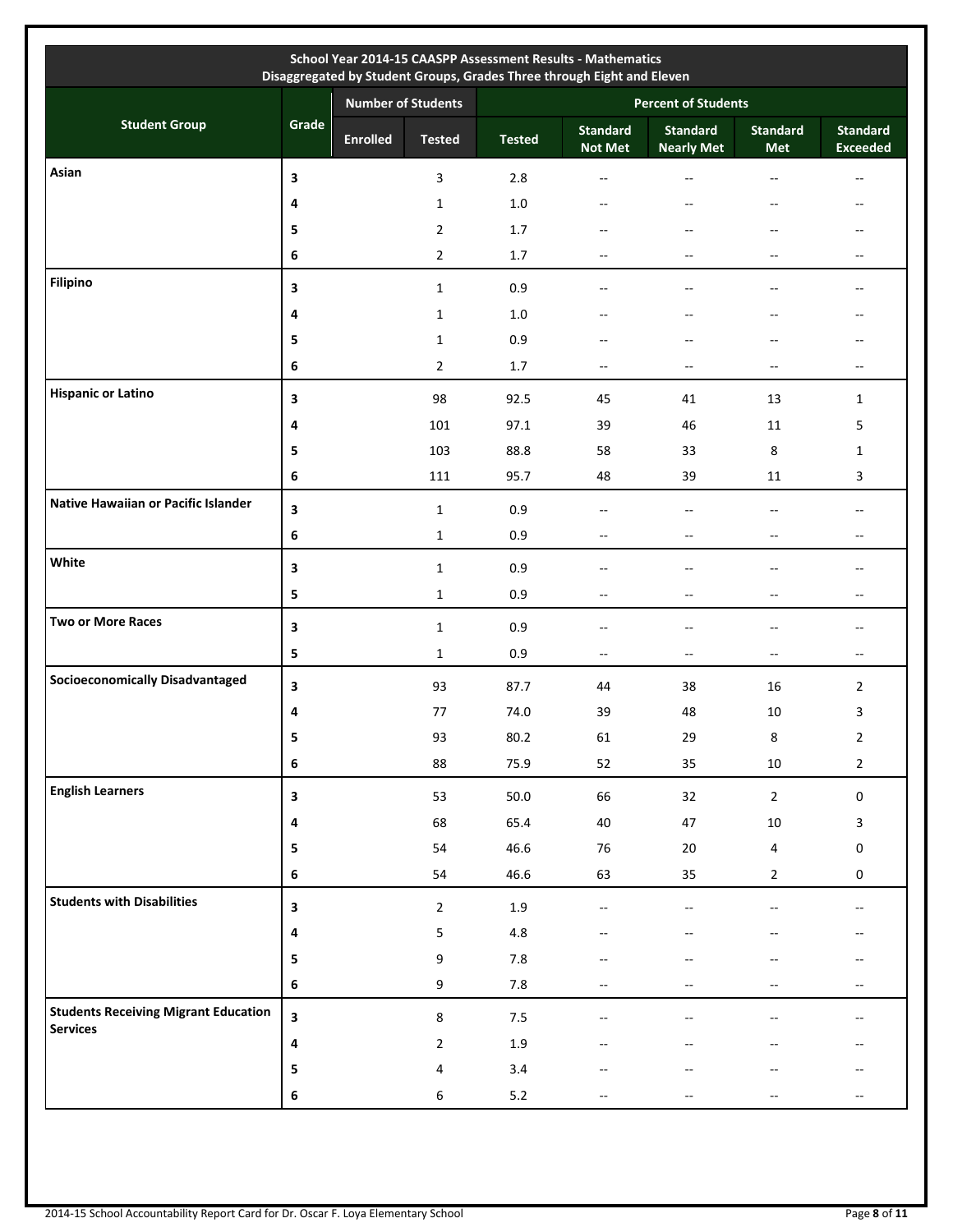| School Year 2014-15 CAASPP Assessment Results - Mathematics<br>Disaggregated by Student Groups, Grades Three through Eight and Eleven | | | | | | | | |
|---|---|---|---|---|---|---|---|---|
| **Student Group** | **Grade** | **Number of Students** | | **Percent of Students** | | | | |
| | | **Enrolled** | **Tested** | **Tested** | **Standard Not Met** | **Standard Nearly Met** | **Standard Met** | **Standard Exceeded** |
| **Asian** | 3 | | 3 | 2.8 | -- | -- | -- | -- |
| | 4 | | 1 | 1.0 | -- | -- | -- | -- |
| | 5 | | 2 | 1.7 | -- | -- | -- | -- |
| | 6 | | 2 | 1.7 | -- | -- | -- | -- |
| **Filipino** | 3 | | 1 | 0.9 | -- | -- | -- | -- |
| | 4 | | 1 | 1.0 | -- | -- | -- | -- |
| | 5 | | 1 | 0.9 | -- | -- | -- | -- |
| | 6 | | 2 | 1.7 | -- | -- | -- | -- |
| **Hispanic or Latino** | 3 | | 98 | 92.5 | 45 | 41 | 13 | 1 |
| | 4 | | 101 | 97.1 | 39 | 46 | 11 | 5 |
| | 5 | | 103 | 88.8 | 58 | 33 | 8 | 1 |
| | 6 | | 111 | 95.7 | 48 | 39 | 11 | 3 |
| **Native Hawaiian or Pacific Islander** | 3 | | 1 | 0.9 | -- | -- | -- | -- |
| | 6 | | 1 | 0.9 | -- | -- | -- | -- |
| **White** | 3 | | 1 | 0.9 | -- | -- | -- | -- |
| | 5 | | 1 | 0.9 | -- | -- | -- | -- |
| **Two or More Races** | 3 | | 1 | 0.9 | -- | -- | -- | -- |
| | 5 | | 1 | 0.9 | -- | -- | -- | -- |
| **Socioeconomically Disadvantaged** | 3 | | 93 | 87.7 | 44 | 38 | 16 | 2 |
| | 4 | | 77 | 74.0 | 39 | 48 | 10 | 3 |
| | 5 | | 93 | 80.2 | 61 | 29 | 8 | 2 |
| | 6 | | 88 | 75.9 | 52 | 35 | 10 | 2 |
| **English Learners** | 3 | | 53 | 50.0 | 66 | 32 | 2 | 0 |
| | 4 | | 68 | 65.4 | 40 | 47 | 10 | 3 |
| | 5 | | 54 | 46.6 | 76 | 20 | 4 | 0 |
| | 6 | | 54 | 46.6 | 63 | 35 | 2 | 0 |
| **Students with Disabilities** | 3 | | 2 | 1.9 | -- | -- | -- | -- |
| | 4 | | 5 | 4.8 | -- | -- | -- | -- |
| | 5 | | 9 | 7.8 | -- | -- | -- | -- |
| | 6 | | 9 | 7.8 | -- | -- | -- | -- |
| **Students Receiving Migrant Education Services** | 3 | | 8 | 7.5 | -- | -- | -- | -- |
| | 4 | | 2 | 1.9 | -- | -- | -- | -- |
| | 5 | | 4 | 3.4 | -- | -- | -- | -- |
| | 6 | | 6 | 5.2 | -- | -- | -- | -- |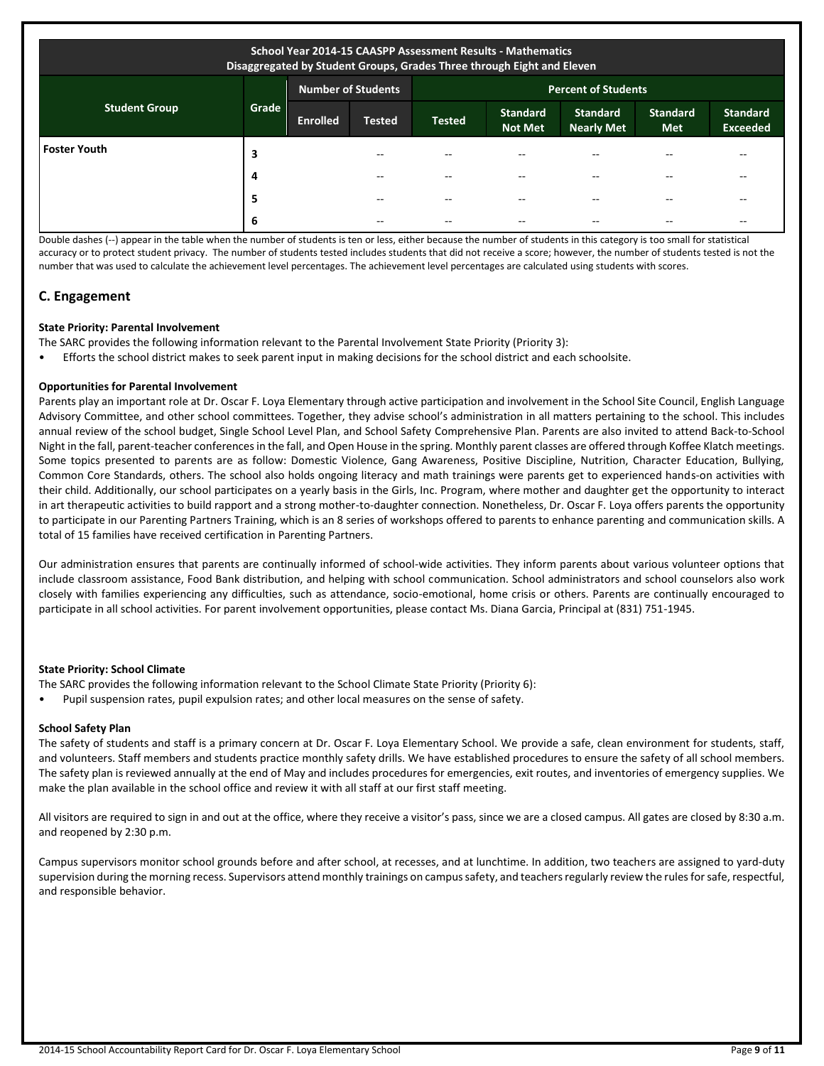| School Year 2014-15 CAASPP Assessment Results - Mathematics<br>Disaggregated by Student Groups, Grades Three through Eight and Eleven | | | | | | | | |
|---|---|---|---|---|---|---|---|---|
| Student Group | Grade | Number of Students | | Percent of Students | | | | |
| | | Enrolled | Tested | Tested | Standard Not Met | Standard Nearly Met | Standard Met | Standard Exceeded |
| Foster Youth | 3 | | -- | -- | -- | -- | -- | -- |
| | 4 | | -- | -- | -- | -- | -- | -- |
| | 5 | | -- | -- | -- | -- | -- | -- |
| | 6 | | -- | -- | -- | -- | -- | -- |

Double dashes (--) appear in the table when the number of students is ten or less, either because the number of students in this category is too small for statistical accuracy or to protect student privacy. The number of students tested includes students that did not receive a score; however, the number of students tested is not the number that was used to calculate the achievement level percentages. The achievement level percentages are calculated using students with scores.

## C. Engagement

**State Priority: Parental Involvement**

The SARC provides the following information relevant to the Parental Involvement State Priority (Priority 3):

- Efforts the school district makes to seek parent input in making decisions for the school district and each schoolsite.

**Opportunities for Parental Involvement**

Parents play an important role at Dr. Oscar F. Loya Elementary through active participation and involvement in the School Site Council, English Language Advisory Committee, and other school committees. Together, they advise school's administration in all matters pertaining to the school. This includes annual review of the school budget, Single School Level Plan, and School Safety Comprehensive Plan. Parents are also invited to attend Back-to-School Night in the fall, parent-teacher conferences in the fall, and Open House in the spring. Monthly parent classes are offered through Koffee Klatch meetings. Some topics presented to parents are as follow: Domestic Violence, Gang Awareness, Positive Discipline, Nutrition, Character Education, Bullying, Common Core Standards, others. The school also holds ongoing literacy and math trainings were parents get to experienced hands-on activities with their child. Additionally, our school participates on a yearly basis in the Girls, Inc. Program, where mother and daughter get the opportunity to interact in art therapeutic activities to build rapport and a strong mother-to-daughter connection. Nonetheless, Dr. Oscar F. Loya offers parents the opportunity to participate in our Parenting Partners Training, which is an 8 series of workshops offered to parents to enhance parenting and communication skills. A total of 15 families have received certification in Parenting Partners.

Our administration ensures that parents are continually informed of school-wide activities. They inform parents about various volunteer options that include classroom assistance, Food Bank distribution, and helping with school communication. School administrators and school counselors also work closely with families experiencing any difficulties, such as attendance, socio-emotional, home crisis or others. Parents are continually encouraged to participate in all school activities. For parent involvement opportunities, please contact Ms. Diana Garcia, Principal at (831) 751-1945.

**State Priority: School Climate**

The SARC provides the following information relevant to the School Climate State Priority (Priority 6):

- Pupil suspension rates, pupil expulsion rates; and other local measures on the sense of safety.

**School Safety Plan**

The safety of students and staff is a primary concern at Dr. Oscar F. Loya Elementary School. We provide a safe, clean environment for students, staff, and volunteers. Staff members and students practice monthly safety drills. We have established procedures to ensure the safety of all school members. The safety plan is reviewed annually at the end of May and includes procedures for emergencies, exit routes, and inventories of emergency supplies. We make the plan available in the school office and review it with all staff at our first staff meeting.

All visitors are required to sign in and out at the office, where they receive a visitor's pass, since we are a closed campus. All gates are closed by 8:30 a.m. and reopened by 2:30 p.m.

Campus supervisors monitor school grounds before and after school, at recesses, and at lunchtime. In addition, two teachers are assigned to yard-duty supervision during the morning recess. Supervisors attend monthly trainings on campus safety, and teachers regularly review the rules for safe, respectful, and responsible behavior.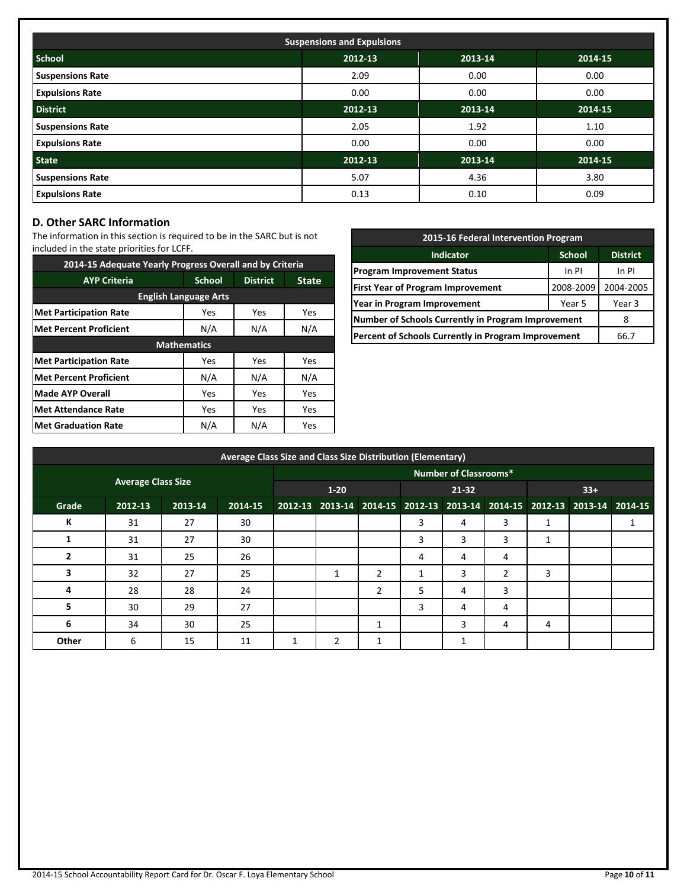| Suspensions and Expulsions | | | |
|---|---|---|---|
| **School** | **2012-13** | **2013-14** | **2014-15** |
| **Suspensions Rate** | 2.09 | 0.00 | 0.00 |
| **Expulsions Rate** | 0.00 | 0.00 | 0.00 |
| **District** | **2012-13** | **2013-14** | **2014-15** |
| **Suspensions Rate** | 2.05 | 1.92 | 1.10 |
| **Expulsions Rate** | 0.00 | 0.00 | 0.00 |
| **State** | **2012-13** | **2013-14** | **2014-15** |
| **Suspensions Rate** | 5.07 | 4.36 | 3.80 |
| **Expulsions Rate** | 0.13 | 0.10 | 0.09 |

## D. Other SARC Information

The information in this section is required to be in the SARC but is not included in the state priorities for LCFF.

| 2014-15 Adequate Yearly Progress Overall and by Criteria | | | |
|---|---|---|---|
| **AYP Criteria** | **School** | **District** | **State** |
| **English Language Arts** | | | |
| **Met Participation Rate** | Yes | Yes | Yes |
| **Met Percent Proficient** | N/A | N/A | N/A |
| **Mathematics** | | | |
| **Met Participation Rate** | Yes | Yes | Yes |
| **Met Percent Proficient** | N/A | N/A | N/A |
| **Made AYP Overall** | Yes | Yes | Yes |
| **Met Attendance Rate** | Yes | Yes | Yes |
| **Met Graduation Rate** | N/A | N/A | Yes |

| 2015-16 Federal Intervention Program | | |
|---|---|---|
| **Indicator** | **School** | **District** |
| **Program Improvement Status** | In PI | In PI |
| **First Year of Program Improvement** | 2008-2009 | 2004-2005 |
| **Year in Program Improvement** | Year 5 | Year 3 |
| **Number of Schools Currently in Program Improvement** | | 8 |
| **Percent of Schools Currently in Program Improvement** | | 66.7 |

| Average Class Size and Class Size Distribution (Elementary) | | | | | | | | | | | | |
|---|---|---|---|---|---|---|---|---|---|---|---|---|
| **Average Class Size** | | | | **Number of Classrooms*** | | | | | | | | |
| | | | | **1-20** | | | **21-32** | | | **33+** | | |
| **Grade** | **2012-13** | **2013-14** | **2014-15** | **2012-13** | **2013-14** | **2014-15** | **2012-13** | **2013-14** | **2014-15** | **2012-13** | **2013-14** | **2014-15** |
| **K** | 31 | 27 | 30 | | | | 3 | 4 | 3 | 1 | | 1 |
| **1** | 31 | 27 | 30 | | | | 3 | 3 | 3 | 1 | | |
| **2** | 31 | 25 | 26 | | | | 4 | 4 | 4 | | | |
| **3** | 32 | 27 | 25 | | 1 | 2 | 1 | 3 | 2 | 3 | | |
| **4** | 28 | 28 | 24 | | | 2 | 5 | 4 | 3 | | | |
| **5** | 30 | 29 | 27 | | | | 3 | 4 | 4 | | | |
| **6** | 34 | 30 | 25 | | | 1 | | 3 | 4 | 4 | | |
| **Other** | 6 | 15 | 11 | 1 | 2 | 1 | | 1 | | | | |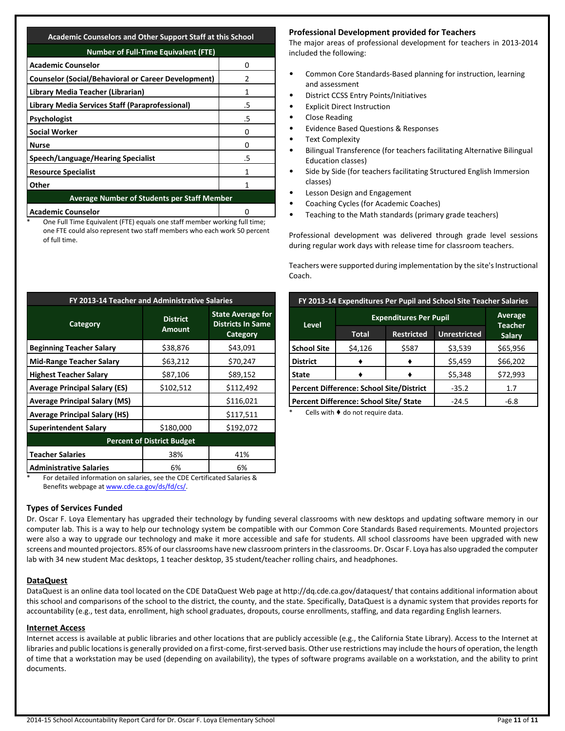| Academic Counselors and Other Support Staff at this School | |
|---|---|
| **Number of Full-Time Equivalent (FTE)** | |
| **Academic Counselor** | 0 |
| **Counselor (Social/Behavioral or Career Development)** | 2 |
| **Library Media Teacher (Librarian)** | 1 |
| **Library Media Services Staff (Paraprofessional)** | .5 |
| **Psychologist** | .5 |
| **Social Worker** | 0 |
| **Nurse** | 0 |
| **Speech/Language/Hearing Specialist** | .5 |
| **Resource Specialist** | 1 |
| **Other** | 1 |
| **Average Number of Students per Staff Member** | |
| **Academic Counselor** | 0 |

\* One Full Time Equivalent (FTE) equals one staff member working full time; one FTE could also represent two staff members who each work 50 percent of full time.

### Professional Development provided for Teachers

The major areas of professional development for teachers in 2013-2014 included the following:

- Common Core Standards-Based planning for instruction, learning and assessment
- District CCSS Entry Points/Initiatives
- Explicit Direct Instruction
- Close Reading
- Evidence Based Questions & Responses
- Text Complexity
- Bilingual Transference (for teachers facilitating Alternative Bilingual Education classes)
- Side by Side (for teachers facilitating Structured English Immersion classes)
- Lesson Design and Engagement
- Coaching Cycles (for Academic Coaches)
- Teaching to the Math standards (primary grade teachers)

Professional development was delivered through grade level sessions during regular work days with release time for classroom teachers.

Teachers were supported during implementation by the site's Instructional Coach.

| FY 2013-14 Teacher and Administrative Salaries | | |
|---|---|---|
| **Category** | **District Amount** | **State Average for Districts In Same Category** |
| **Beginning Teacher Salary** | $38,876 | $43,091 |
| **Mid-Range Teacher Salary** | $63,212 | $70,247 |
| **Highest Teacher Salary** | $87,106 | $89,152 |
| **Average Principal Salary (ES)** | $102,512 | $112,492 |
| **Average Principal Salary (MS)** | | $116,021 |
| **Average Principal Salary (HS)** | | $117,511 |
| **Superintendent Salary** | $180,000 | $192,072 |
| **Percent of District Budget** | | |
| **Teacher Salaries** | 38% | 41% |
| **Administrative Salaries** | 6% | 6% |

\* For detailed information on salaries, see the CDE Certificated Salaries & Benefits webpage at www.cde.ca.gov/ds/fd/cs/.

| FY 2013-14 Expenditures Per Pupil and School Site Teacher Salaries | | | | |
|---|---|---|---|---|
| **Level** | **Expenditures Per Pupil** | | | **Average Teacher Salary** |
| | **Total** | **Restricted** | **Unrestricted** | |
| **School Site** | $4,126 | $587 | $3,539 | $65,956 |
| **District** | ♦ | ♦ | $5,459 | $66,202 |
| **State** | ♦ | ♦ | $5,348 | $72,993 |
| **Percent Difference: School Site/District** | | | -35.2 | 1.7 |
| **Percent Difference: School Site/ State** | | | -24.5 | -6.8 |

\* Cells with ♦ do not require data.

### Types of Services Funded

Dr. Oscar F. Loya Elementary has upgraded their technology by funding several classrooms with new desktops and updating software memory in our computer lab. This is a way to help our technology system be compatible with our Common Core Standards Based requirements. Mounted projectors were also a way to upgrade our technology and make it more accessible and safe for students. All school classrooms have been upgraded with new screens and mounted projectors. 85% of our classrooms have new classroom printers in the classrooms. Dr. Oscar F. Loya has also upgraded the computer lab with 34 new student Mac desktops, 1 teacher desktop, 35 student/teacher rolling chairs, and headphones.

### DataQuest

DataQuest is an online data tool located on the CDE DataQuest Web page at http://dq.cde.ca.gov/dataquest/ that contains additional information about this school and comparisons of the school to the district, the county, and the state. Specifically, DataQuest is a dynamic system that provides reports for accountability (e.g., test data, enrollment, high school graduates, dropouts, course enrollments, staffing, and data regarding English learners.

### Internet Access

Internet access is available at public libraries and other locations that are publicly accessible (e.g., the California State Library). Access to the Internet at libraries and public locations is generally provided on a first-come, first-served basis. Other use restrictions may include the hours of operation, the length of time that a workstation may be used (depending on availability), the types of software programs available on a workstation, and the ability to print documents.